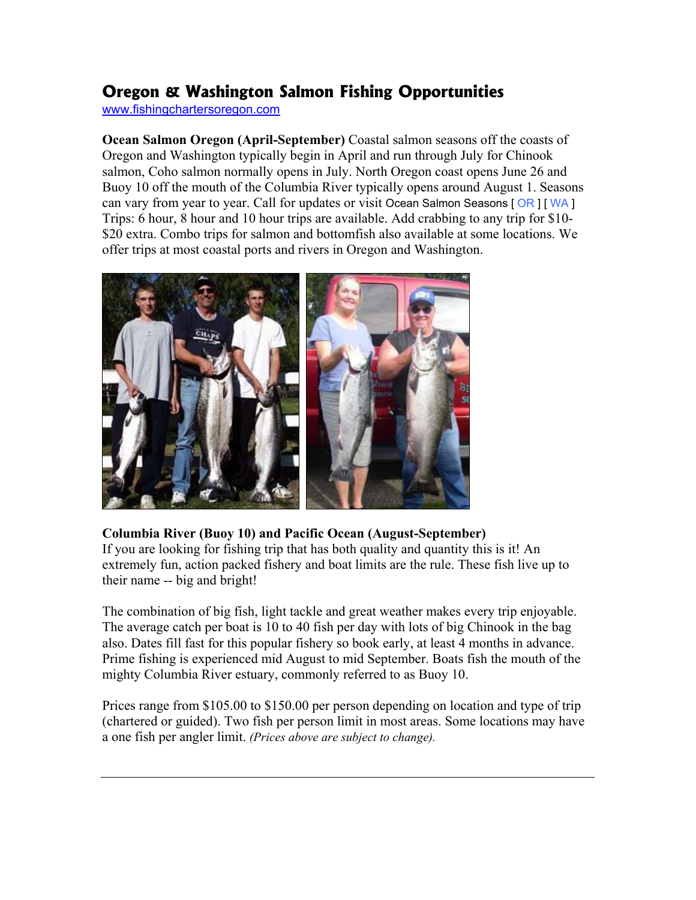# Oregon & Washington Salmon Fishing Opportunities

www.fishingchartersoregon.com

**Ocean Salmon Oregon (April-September)** Coastal salmon seasons off the coasts of Oregon and Washington typically begin in April and run through July for Chinook salmon, Coho salmon normally opens in July. North Oregon coast opens June 26 and Buoy 10 off the mouth of the Columbia River typically opens around August 1. Seasons can vary from year to year. Call for updates or visit Ocean Salmon Seasons [ OR ] [ WA ] Trips: 6 hour, 8 hour and 10 hour trips are available. Add crabbing to any trip for $10-$20 extra. Combo trips for salmon and bottomfish also available at some locations. We offer trips at most coastal ports and rivers in Oregon and Washington.

**Columbia River (Buoy 10) and Pacific Ocean (August-September)**
If you are looking for fishing trip that has both quality and quantity this is it! An extremely fun, action packed fishery and boat limits are the rule. These fish live up to their name -- big and bright!

The combination of big fish, light tackle and great weather makes every trip enjoyable. The average catch per boat is 10 to 40 fish per day with lots of big Chinook in the bag also. Dates fill fast for this popular fishery so book early, at least 4 months in advance. Prime fishing is experienced mid August to mid September. Boats fish the mouth of the mighty Columbia River estuary, commonly referred to as Buoy 10.

Prices range from $105.00 to $150.00 per person depending on location and type of trip (chartered or guided). Two fish per person limit in most areas. Some locations may have a one fish per angler limit. *(Prices above are subject to change).*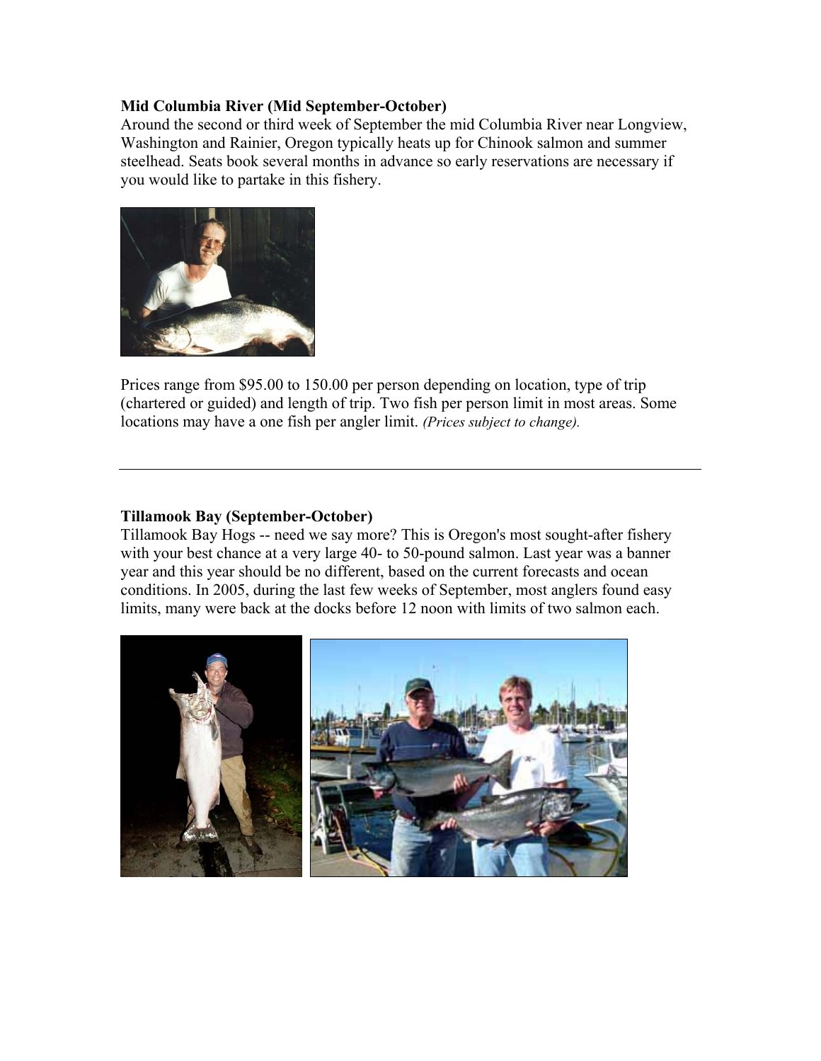**Mid Columbia River (Mid September-October)**
Around the second or third week of September the mid Columbia River near Longview, Washington and Rainier, Oregon typically heats up for Chinook salmon and summer steelhead. Seats book several months in advance so early reservations are necessary if you would like to partake in this fishery.

Prices range from $95.00 to 150.00 per person depending on location, type of trip (chartered or guided) and length of trip. Two fish per person limit in most areas. Some locations may have a one fish per angler limit. *(Prices subject to change).*

---

**Tillamook Bay (September-October)**
Tillamook Bay Hogs -- need we say more? This is Oregon's most sought-after fishery with your best chance at a very large 40- to 50-pound salmon. Last year was a banner year and this year should be no different, based on the current forecasts and ocean conditions. In 2005, during the last few weeks of September, most anglers found easy limits, many were back at the docks before 12 noon with limits of two salmon each.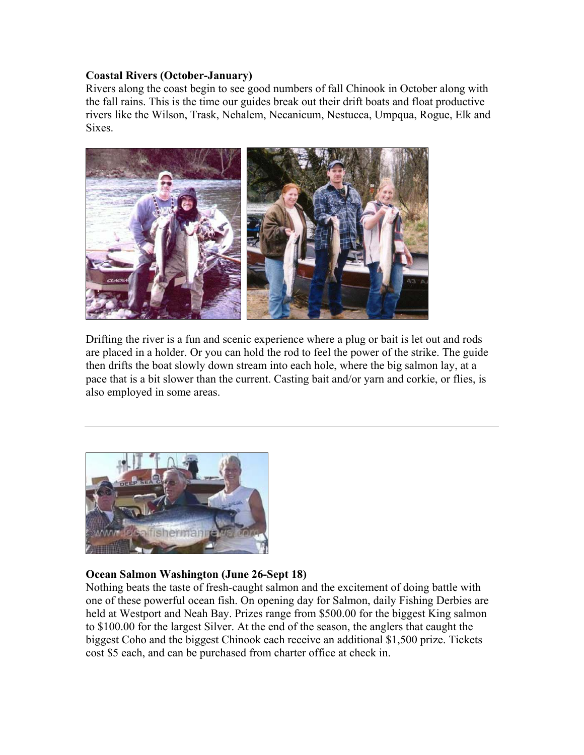**Coastal Rivers (October-January)**

Rivers along the coast begin to see good numbers of fall Chinook in October along with the fall rains. This is the time our guides break out their drift boats and float productive rivers like the Wilson, Trask, Nehalem, Necanicum, Nestucca, Umpqua, Rogue, Elk and Sixes.

Drifting the river is a fun and scenic experience where a plug or bait is let out and rods are placed in a holder. Or you can hold the rod to feel the power of the strike. The guide then drifts the boat slowly down stream into each hole, where the big salmon lay, at a pace that is a bit slower than the current. Casting bait and/or yarn and corkie, or flies, is also employed in some areas.

---

**Ocean Salmon Washington (June 26-Sept 18)**

Nothing beats the taste of fresh-caught salmon and the excitement of doing battle with one of these powerful ocean fish. On opening day for Salmon, daily Fishing Derbies are held at Westport and Neah Bay. Prizes range from $500.00 for the biggest King salmon to $100.00 for the largest Silver. At the end of the season, the anglers that caught the biggest Coho and the biggest Chinook each receive an additional $1,500 prize. Tickets cost $5 each, and can be purchased from charter office at check in.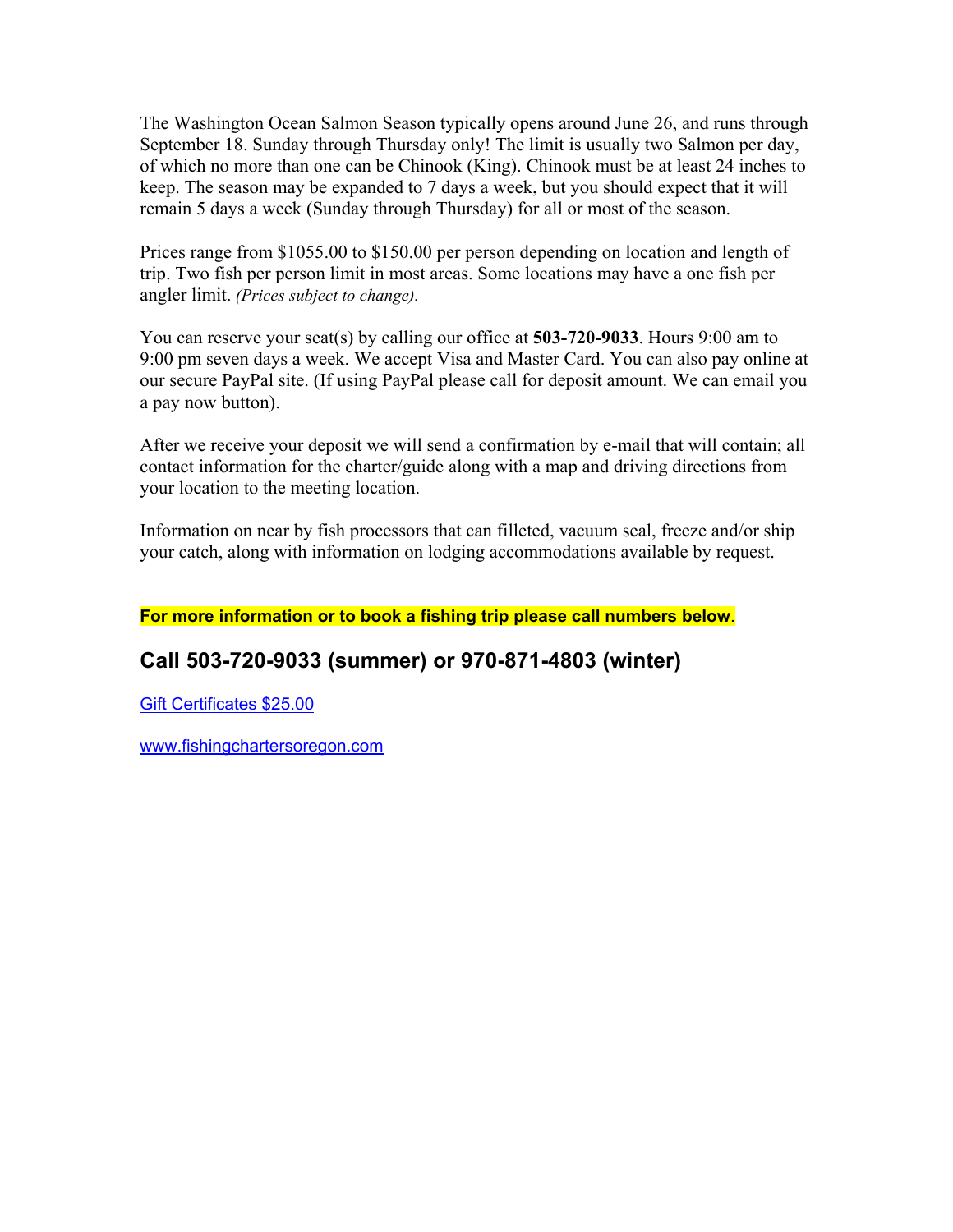The Washington Ocean Salmon Season typically opens around June 26, and runs through September 18. Sunday through Thursday only! The limit is usually two Salmon per day, of which no more than one can be Chinook (King). Chinook must be at least 24 inches to keep. The season may be expanded to 7 days a week, but you should expect that it will remain 5 days a week (Sunday through Thursday) for all or most of the season.

Prices range from $1055.00 to $150.00 per person depending on location and length of trip. Two fish per person limit in most areas. Some locations may have a one fish per angler limit. *(Prices subject to change).*

You can reserve your seat(s) by calling our office at **503-720-9033**. Hours 9:00 am to 9:00 pm seven days a week. We accept Visa and Master Card. You can also pay online at our secure PayPal site. (If using PayPal please call for deposit amount. We can email you a pay now button).

After we receive your deposit we will send a confirmation by e-mail that will contain; all contact information for the charter/guide along with a map and driving directions from your location to the meeting location.

Information on near by fish processors that can filleted, vacuum seal, freeze and/or ship your catch, along with information on lodging accommodations available by request.

**For more information or to book a fishing trip please call numbers below**.

## Call 503-720-9033 (summer) or 970-871-4803 (winter)

Gift Certificates $25.00

www.fishingchartersoregon.com